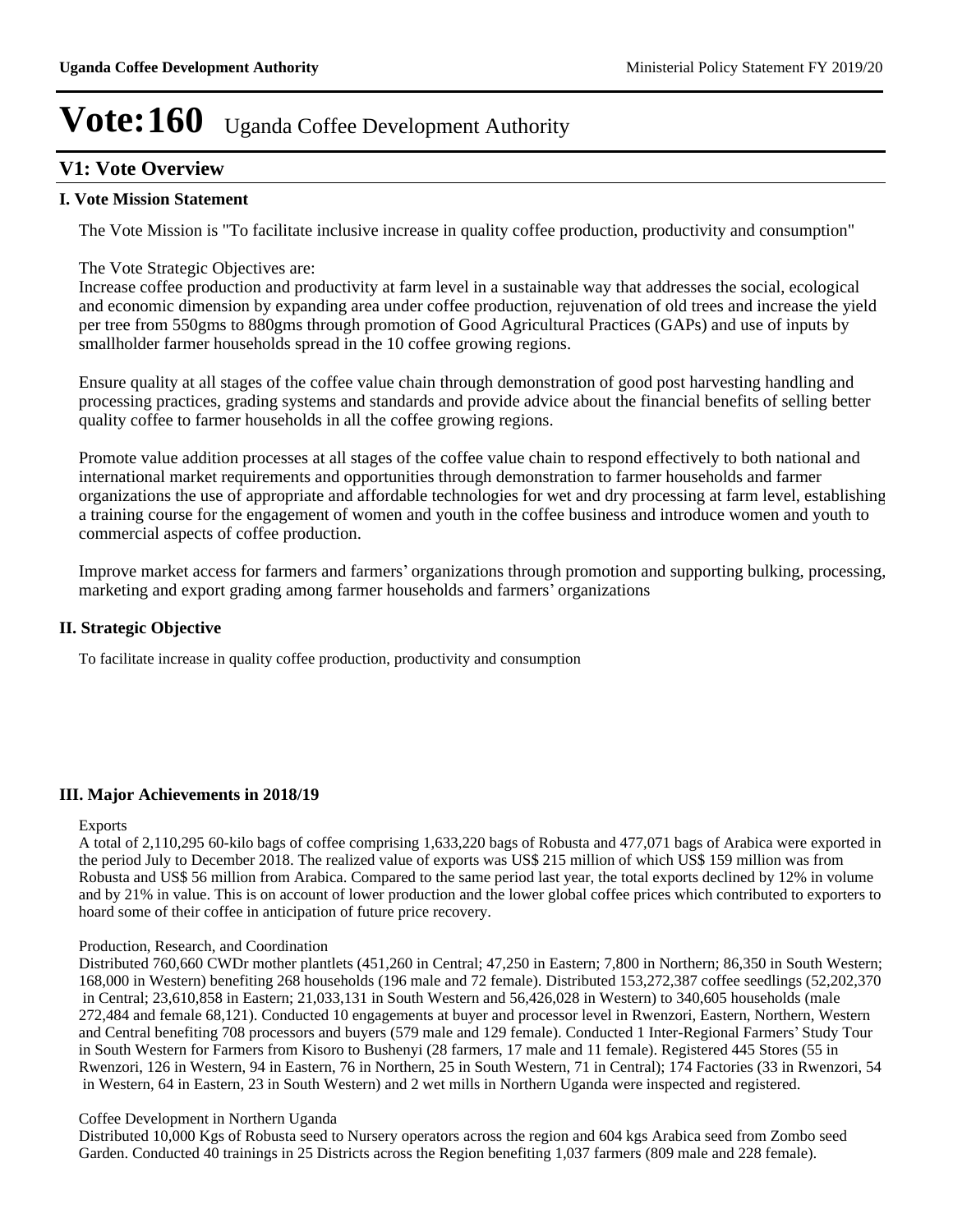# Vote:160 Uganda Coffee Development Authority

## V1: Vote Overview

### I. Vote Mission Statement

The Vote Mission is "To facilitate inclusive increase in quality coffee production, productivity and consumption"

The Vote Strategic Objectives are:
Increase coffee production and productivity at farm level in a sustainable way that addresses the social, ecological and economic dimension by expanding area under coffee production, rejuvenation of old trees and increase the yield per tree from 550gms to 880gms through promotion of Good Agricultural Practices (GAPs) and use of inputs by smallholder farmer households spread in the 10 coffee growing regions.

Ensure quality at all stages of the coffee value chain through demonstration of good post harvesting handling and processing practices, grading systems and standards and provide advice about the financial benefits of selling better quality coffee to farmer households in all the coffee growing regions.

Promote value addition processes at all stages of the coffee value chain to respond effectively to both national and international market requirements and opportunities through demonstration to farmer households and farmer organizations the use of appropriate and affordable technologies for wet and dry processing at farm level, establishing a training course for the engagement of women and youth in the coffee business and introduce women and youth to commercial aspects of coffee production.

Improve market access for farmers and farmers' organizations through promotion and supporting bulking, processing, marketing and export grading among farmer households and farmers' organizations

### II. Strategic Objective

To facilitate increase in quality coffee production, productivity and consumption

### III. Major Achievements in 2018/19

Exports

A total of 2,110,295 60-kilo bags of coffee comprising 1,633,220 bags of Robusta and 477,071 bags of Arabica were exported in the period July to December 2018. The realized value of exports was US$ 215 million of which US$ 159 million was from Robusta and US$ 56 million from Arabica. Compared to the same period last year, the total exports declined by 12% in volume and by 21% in value. This is on account of lower production and the lower global coffee prices which contributed to exporters to hoard some of their coffee in anticipation of future price recovery.

Production, Research, and Coordination

Distributed 760,660 CWDr mother plantlets (451,260 in Central; 47,250 in Eastern; 7,800 in Northern; 86,350 in South Western; 168,000 in Western) benefiting 268 households (196 male and 72 female). Distributed 153,272,387 coffee seedlings (52,202,370 in Central; 23,610,858 in Eastern; 21,033,131 in South Western and 56,426,028 in Western) to 340,605 households (male 272,484 and female 68,121). Conducted 10 engagements at buyer and processor level in Rwenzori, Eastern, Northern, Western and Central benefiting 708 processors and buyers (579 male and 129 female). Conducted 1 Inter-Regional Farmers' Study Tour in South Western for Farmers from Kisoro to Bushenyi (28 farmers, 17 male and 11 female). Registered 445 Stores (55 in Rwenzori, 126 in Western, 94 in Eastern, 76 in Northern, 25 in South Western, 71 in Central); 174 Factories (33 in Rwenzori, 54 in Western, 64 in Eastern, 23 in South Western) and 2 wet mills in Northern Uganda were inspected and registered.

Coffee Development in Northern Uganda

Distributed 10,000 Kgs of Robusta seed to Nursery operators across the region and 604 kgs Arabica seed from Zombo seed Garden. Conducted 40 trainings in 25 Districts across the Region benefiting 1,037 farmers (809 male and 228 female).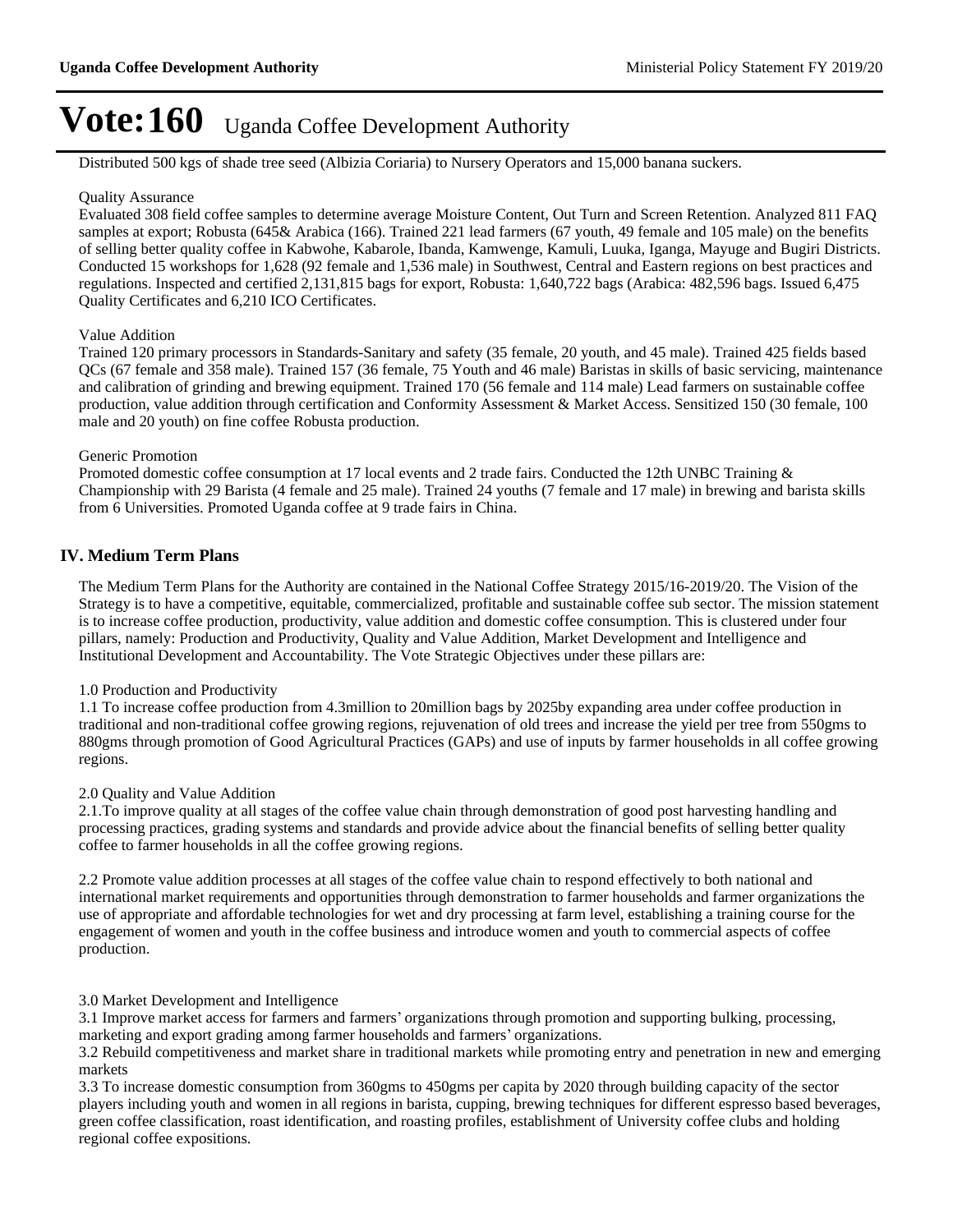# Vote:160 Uganda Coffee Development Authority

Distributed 500 kgs of shade tree seed (Albizia Coriaria) to Nursery Operators and 15,000 banana suckers.

Quality Assurance

Evaluated 308 field coffee samples to determine average Moisture Content, Out Turn and Screen Retention. Analyzed 811 FAQ samples at export; Robusta (645& Arabica (166). Trained 221 lead farmers (67 youth, 49 female and 105 male) on the benefits of selling better quality coffee in Kabwohe, Kabarole, Ibanda, Kamwenge, Kamuli, Luuka, Iganga, Mayuge and Bugiri Districts. Conducted 15 workshops for 1,628 (92 female and 1,536 male) in Southwest, Central and Eastern regions on best practices and regulations. Inspected and certified 2,131,815 bags for export, Robusta: 1,640,722 bags (Arabica: 482,596 bags. Issued 6,475 Quality Certificates and 6,210 ICO Certificates.

Value Addition

Trained 120 primary processors in Standards-Sanitary and safety (35 female, 20 youth, and 45 male). Trained 425 fields based QCs (67 female and 358 male). Trained 157 (36 female, 75 Youth and 46 male) Baristas in skills of basic servicing, maintenance and calibration of grinding and brewing equipment. Trained 170 (56 female and 114 male) Lead farmers on sustainable coffee production, value addition through certification and Conformity Assessment & Market Access. Sensitized 150 (30 female, 100 male and 20 youth) on fine coffee Robusta production.

Generic Promotion

Promoted domestic coffee consumption at 17 local events and 2 trade fairs. Conducted the 12th UNBC Training & Championship with 29 Barista (4 female and 25 male). Trained 24 youths (7 female and 17 male) in brewing and barista skills from 6 Universities. Promoted Uganda coffee at 9 trade fairs in China.

## IV. Medium Term Plans

The Medium Term Plans for the Authority are contained in the National Coffee Strategy 2015/16-2019/20. The Vision of the Strategy is to have a competitive, equitable, commercialized, profitable and sustainable coffee sub sector. The mission statement is to increase coffee production, productivity, value addition and domestic coffee consumption. This is clustered under four pillars, namely: Production and Productivity, Quality and Value Addition, Market Development and Intelligence and Institutional Development and Accountability. The Vote Strategic Objectives under these pillars are:

1.0 Production and Productivity

1.1 To increase coffee production from 4.3million to 20million bags by 2025by expanding area under coffee production in traditional and non-traditional coffee growing regions, rejuvenation of old trees and increase the yield per tree from 550gms to 880gms through promotion of Good Agricultural Practices (GAPs) and use of inputs by farmer households in all coffee growing regions.

2.0 Quality and Value Addition

2.1.To improve quality at all stages of the coffee value chain through demonstration of good post harvesting handling and processing practices, grading systems and standards and provide advice about the financial benefits of selling better quality coffee to farmer households in all the coffee growing regions.

2.2 Promote value addition processes at all stages of the coffee value chain to respond effectively to both national and international market requirements and opportunities through demonstration to farmer households and farmer organizations the use of appropriate and affordable technologies for wet and dry processing at farm level, establishing a training course for the engagement of women and youth in the coffee business and introduce women and youth to commercial aspects of coffee production.

3.0 Market Development and Intelligence

3.1 Improve market access for farmers and farmers' organizations through promotion and supporting bulking, processing, marketing and export grading among farmer households and farmers' organizations.

3.2 Rebuild competitiveness and market share in traditional markets while promoting entry and penetration in new and emerging markets

3.3 To increase domestic consumption from 360gms to 450gms per capita by 2020 through building capacity of the sector players including youth and women in all regions in barista, cupping, brewing techniques for different espresso based beverages, green coffee classification, roast identification, and roasting profiles, establishment of University coffee clubs and holding regional coffee expositions.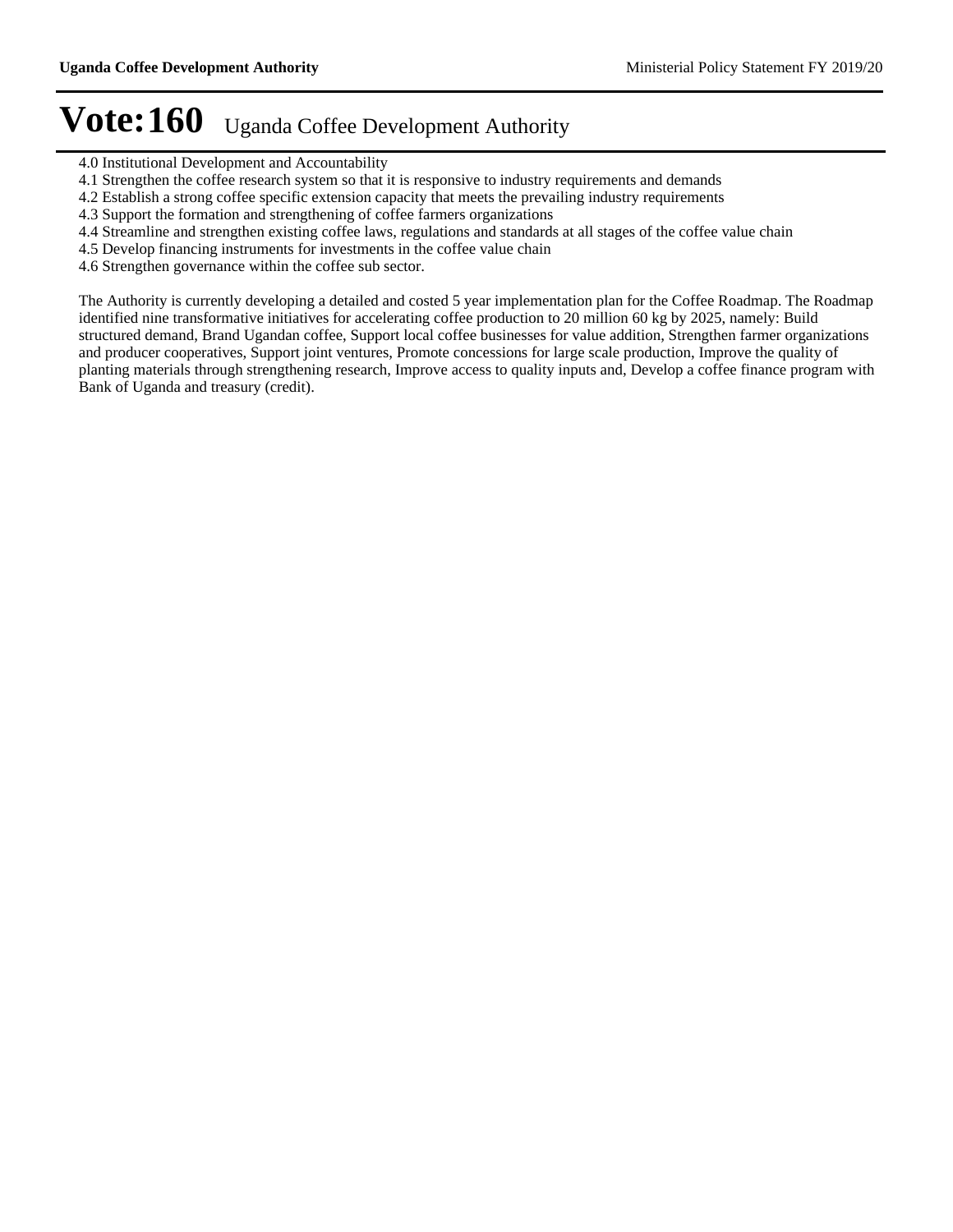# Vote:160 Uganda Coffee Development Authority

4.0 Institutional Development and Accountability
4.1 Strengthen the coffee research system so that it is responsive to industry requirements and demands
4.2 Establish a strong coffee specific extension capacity that meets the prevailing industry requirements
4.3 Support the formation and strengthening of coffee farmers organizations
4.4 Streamline and strengthen existing coffee laws, regulations and standards at all stages of the coffee value chain
4.5 Develop financing instruments for investments in the coffee value chain
4.6 Strengthen governance within the coffee sub sector.

The Authority is currently developing a detailed and costed 5 year implementation plan for the Coffee Roadmap. The Roadmap identified nine transformative initiatives for accelerating coffee production to 20 million 60 kg by 2025, namely: Build structured demand, Brand Ugandan coffee, Support local coffee businesses for value addition, Strengthen farmer organizations and producer cooperatives, Support joint ventures, Promote concessions for large scale production, Improve the quality of planting materials through strengthening research, Improve access to quality inputs and, Develop a coffee finance program with Bank of Uganda and treasury (credit).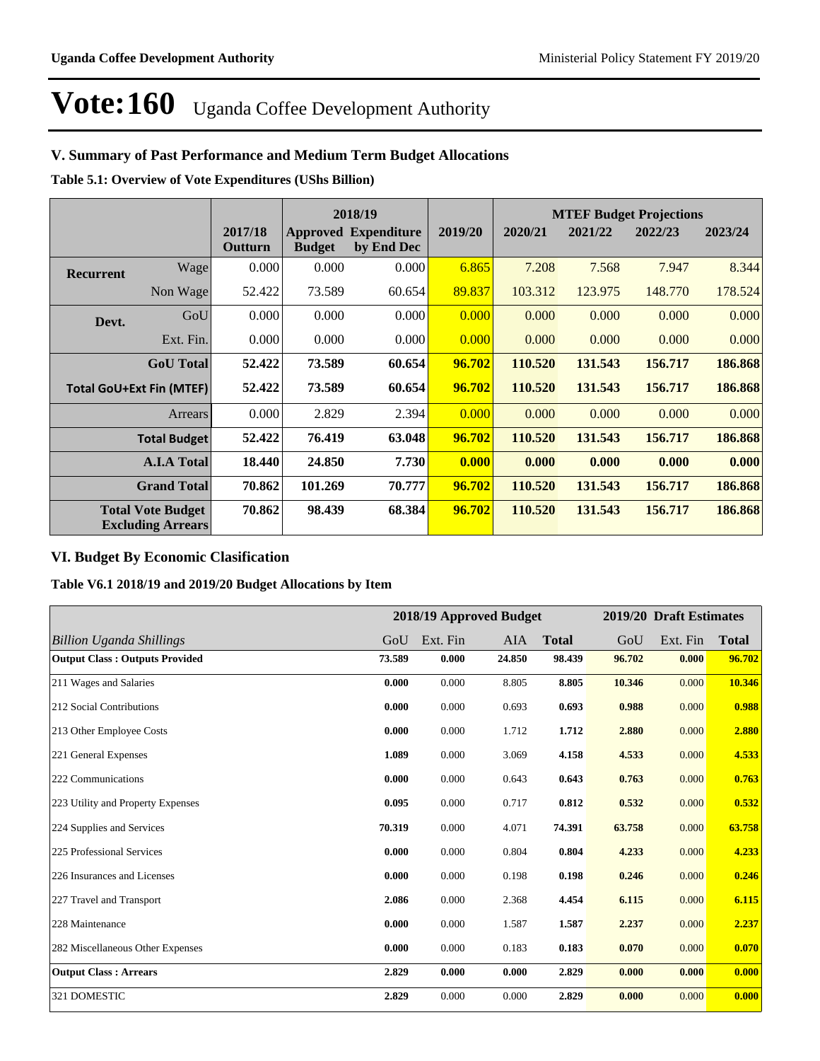# Vote:160 Uganda Coffee Development Authority

## V. Summary of Past Performance and Medium Term Budget Allocations

**Table 5.1: Overview of Vote Expenditures (UShs Billion)**

| | | | 2018/19 | | | MTEF Budget Projections | | | |
|---|---|---|---|---|---|---|---|---|---|
| | | 2017/18 Outturn | Approved Budget | Expenditure by End Dec | 2019/20 | 2020/21 | 2021/22 | 2022/23 | 2023/24 |
| **Recurrent** | Wage | 0.000 | 0.000 | 0.000 | 6.865 | 7.208 | 7.568 | 7.947 | 8.344 |
| | Non Wage | 52.422 | 73.589 | 60.654 | 89.837 | 103.312 | 123.975 | 148.770 | 178.524 |
| **Devt.** | GoU | 0.000 | 0.000 | 0.000 | 0.000 | 0.000 | 0.000 | 0.000 | 0.000 |
| | Ext. Fin. | 0.000 | 0.000 | 0.000 | 0.000 | 0.000 | 0.000 | 0.000 | 0.000 |
| | **GoU Total** | **52.422** | **73.589** | **60.654** | **96.702** | **110.520** | **131.543** | **156.717** | **186.868** |
| **Total GoU+Ext Fin (MTEF)** | | **52.422** | **73.589** | **60.654** | **96.702** | **110.520** | **131.543** | **156.717** | **186.868** |
| | Arrears | 0.000 | 2.829 | 2.394 | 0.000 | 0.000 | 0.000 | 0.000 | 0.000 |
| | **Total Budget** | **52.422** | **76.419** | **63.048** | **96.702** | **110.520** | **131.543** | **156.717** | **186.868** |
| | **A.I.A Total** | **18.440** | **24.850** | **7.730** | **0.000** | **0.000** | **0.000** | **0.000** | **0.000** |
| | **Grand Total** | **70.862** | **101.269** | **70.777** | **96.702** | **110.520** | **131.543** | **156.717** | **186.868** |
| | **Total Vote Budget Excluding Arrears** | **70.862** | **98.439** | **68.384** | **96.702** | **110.520** | **131.543** | **156.717** | **186.868** |

## VI. Budget By Economic Clasification

**Table V6.1 2018/19 and 2019/20 Budget Allocations by Item**

| | 2018/19 Approved Budget | | | | 2019/20 Draft Estimates | | |
|---|---|---|---|---|---|---|---|
| *Billion Uganda Shillings* | GoU | Ext. Fin | AIA | **Total** | GoU | Ext. Fin | **Total** |
| **Output Class : Outputs Provided** | **73.589** | **0.000** | **24.850** | **98.439** | **96.702** | **0.000** | **96.702** |
| 211 Wages and Salaries | **0.000** | 0.000 | 8.805 | **8.805** | **10.346** | 0.000 | **10.346** |
| 212 Social Contributions | **0.000** | 0.000 | 0.693 | **0.693** | **0.988** | 0.000 | **0.988** |
| 213 Other Employee Costs | **0.000** | 0.000 | 1.712 | **1.712** | **2.880** | 0.000 | **2.880** |
| 221 General Expenses | **1.089** | 0.000 | 3.069 | **4.158** | **4.533** | 0.000 | **4.533** |
| 222 Communications | **0.000** | 0.000 | 0.643 | **0.643** | **0.763** | 0.000 | **0.763** |
| 223 Utility and Property Expenses | **0.095** | 0.000 | 0.717 | **0.812** | **0.532** | 0.000 | **0.532** |
| 224 Supplies and Services | **70.319** | 0.000 | 4.071 | **74.391** | **63.758** | 0.000 | **63.758** |
| 225 Professional Services | **0.000** | 0.000 | 0.804 | **0.804** | **4.233** | 0.000 | **4.233** |
| 226 Insurances and Licenses | **0.000** | 0.000 | 0.198 | **0.198** | **0.246** | 0.000 | **0.246** |
| 227 Travel and Transport | **2.086** | 0.000 | 2.368 | **4.454** | **6.115** | 0.000 | **6.115** |
| 228 Maintenance | **0.000** | 0.000 | 1.587 | **1.587** | **2.237** | 0.000 | **2.237** |
| 282 Miscellaneous Other Expenses | **0.000** | 0.000 | 0.183 | **0.183** | **0.070** | 0.000 | **0.070** |
| **Output Class : Arrears** | **2.829** | **0.000** | **0.000** | **2.829** | **0.000** | **0.000** | **0.000** |
| 321 DOMESTIC | **2.829** | 0.000 | 0.000 | **2.829** | **0.000** | 0.000 | **0.000** |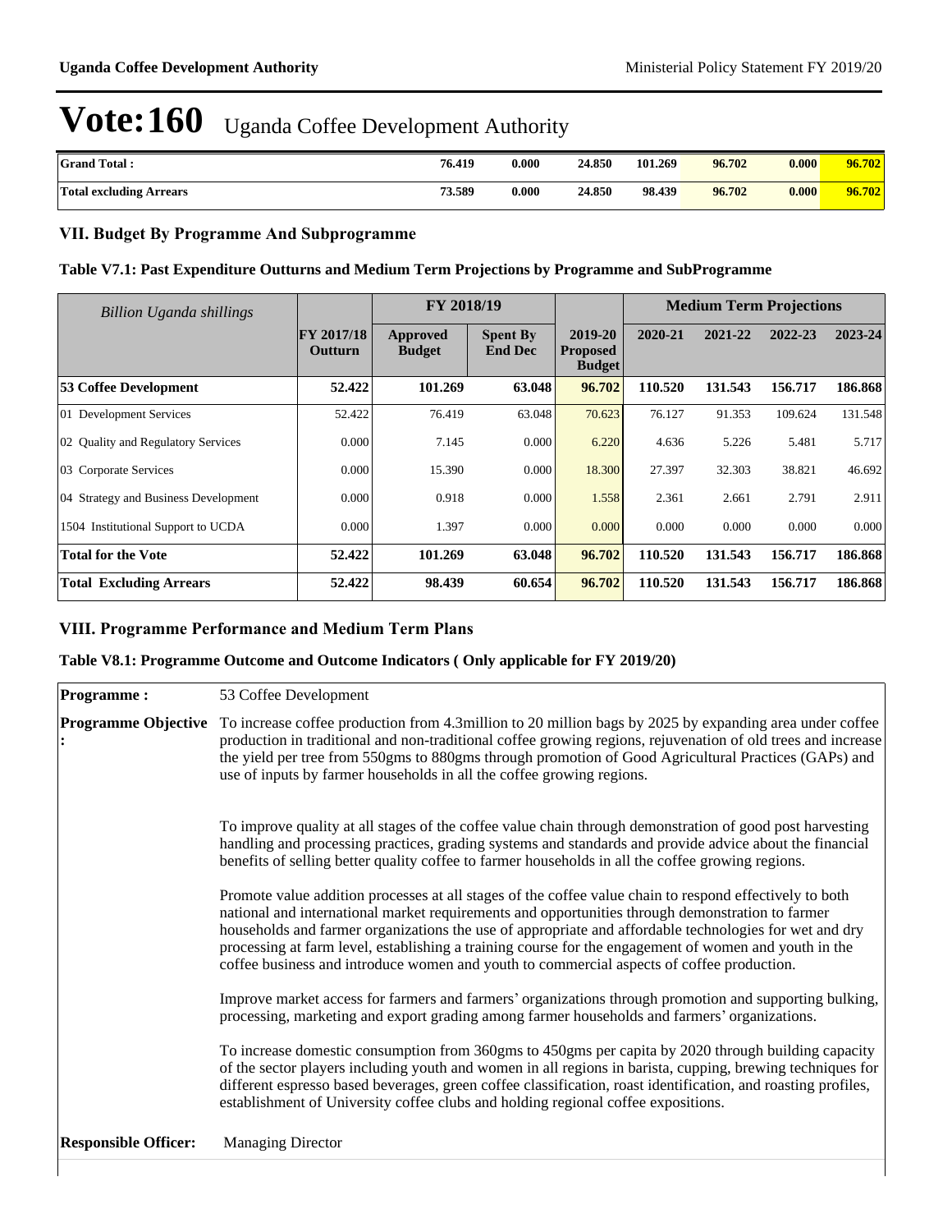# Vote:160 Uganda Coffee Development Authority

| Grand Total : | 76.419 | 0.000 | 24.850 | 101.269 | 96.702 | 0.000 | 96.702 |
|---|---|---|---|---|---|---|---|
| Total excluding Arrears | 73.589 | 0.000 | 24.850 | 98.439 | 96.702 | 0.000 | 96.702 |

## VII. Budget By Programme And Subprogramme

### Table V7.1: Past Expenditure Outturns and Medium Term Projections by Programme and SubProgramme

| *Billion Uganda shillings* | | FY 2018/19 | | | Medium Term Projections | | | |
|---|---|---|---|---|---|---|---|---|
| | FY 2017/18 Outturn | Approved Budget | Spent By End Dec | 2019-20 Proposed Budget | 2020-21 | 2021-22 | 2022-23 | 2023-24 |
| **53 Coffee Development** | **52.422** | **101.269** | **63.048** | **96.702** | **110.520** | **131.543** | **156.717** | **186.868** |
| 01 Development Services | 52.422 | 76.419 | 63.048 | 70.623 | 76.127 | 91.353 | 109.624 | 131.548 |
| 02 Quality and Regulatory Services | 0.000 | 7.145 | 0.000 | 6.220 | 4.636 | 5.226 | 5.481 | 5.717 |
| 03 Corporate Services | 0.000 | 15.390 | 0.000 | 18.300 | 27.397 | 32.303 | 38.821 | 46.692 |
| 04 Strategy and Business Development | 0.000 | 0.918 | 0.000 | 1.558 | 2.361 | 2.661 | 2.791 | 2.911 |
| 1504 Institutional Support to UCDA | 0.000 | 1.397 | 0.000 | 0.000 | 0.000 | 0.000 | 0.000 | 0.000 |
| **Total for the Vote** | **52.422** | **101.269** | **63.048** | **96.702** | **110.520** | **131.543** | **156.717** | **186.868** |
| **Total Excluding Arrears** | **52.422** | **98.439** | **60.654** | **96.702** | **110.520** | **131.543** | **156.717** | **186.868** |

## VIII. Programme Performance and Medium Term Plans

### Table V8.1: Programme Outcome and Outcome Indicators ( Only applicable for FY 2019/20)

**Programme :** 53 Coffee Development

**Programme Objective :**

To increase coffee production from 4.3million to 20 million bags by 2025 by expanding area under coffee production in traditional and non-traditional coffee growing regions, rejuvenation of old trees and increase the yield per tree from 550gms to 880gms through promotion of Good Agricultural Practices (GAPs) and use of inputs by farmer households in all the coffee growing regions.

To improve quality at all stages of the coffee value chain through demonstration of good post harvesting handling and processing practices, grading systems and standards and provide advice about the financial benefits of selling better quality coffee to farmer households in all the coffee growing regions.

Promote value addition processes at all stages of the coffee value chain to respond effectively to both national and international market requirements and opportunities through demonstration to farmer households and farmer organizations the use of appropriate and affordable technologies for wet and dry processing at farm level, establishing a training course for the engagement of women and youth in the coffee business and introduce women and youth to commercial aspects of coffee production.

Improve market access for farmers and farmers' organizations through promotion and supporting bulking, processing, marketing and export grading among farmer households and farmers' organizations.

To increase domestic consumption from 360gms to 450gms per capita by 2020 through building capacity of the sector players including youth and women in all regions in barista, cupping, brewing techniques for different espresso based beverages, green coffee classification, roast identification, and roasting profiles, establishment of University coffee clubs and holding regional coffee expositions.

**Responsible Officer:** Managing Director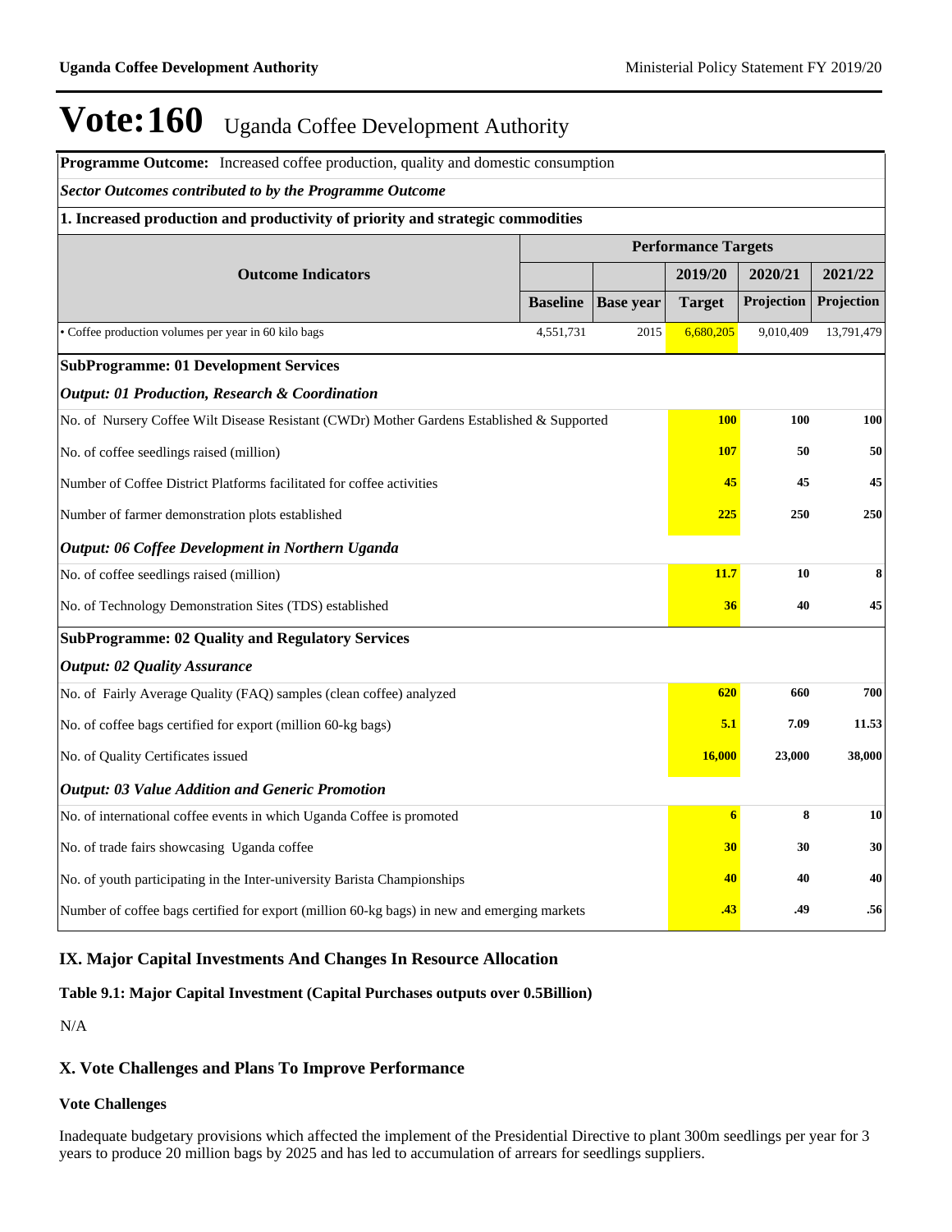# Vote:160 Uganda Coffee Development Authority

**Programme Outcome:** Increased coffee production, quality and domestic consumption

***Sector Outcomes contributed to by the Programme Outcome***

**1. Increased production and productivity of priority and strategic commodities**

| Outcome Indicators | Performance Targets | | | | |
|---|---|---|---|---|---|
| | | | 2019/20 | 2020/21 | 2021/22 |
| | Baseline | Base year | Target | Projection | Projection |
| • Coffee production volumes per year in 60 kilo bags | 4,551,731 | 2015 | 6,680,205 | 9,010,409 | 13,791,479 |

**SubProgramme: 01 Development Services**

***Output: 01 Production, Research & Coordination***

| Indicator | 2019/20 Target | 2020/21 Projection | 2021/22 Projection |
|---|---|---|---|
| No. of Nursery Coffee Wilt Disease Resistant (CWDr) Mother Gardens Established & Supported | 100 | 100 | 100 |
| No. of coffee seedlings raised (million) | 107 | 50 | 50 |
| Number of Coffee District Platforms facilitated for coffee activities | 45 | 45 | 45 |
| Number of farmer demonstration plots established | 225 | 250 | 250 |

***Output: 06 Coffee Development in Northern Uganda***

| Indicator | 2019/20 Target | 2020/21 Projection | 2021/22 Projection |
|---|---|---|---|
| No. of coffee seedlings raised (million) | 11.7 | 10 | 8 |
| No. of Technology Demonstration Sites (TDS) established | 36 | 40 | 45 |

**SubProgramme: 02 Quality and Regulatory Services**

***Output: 02 Quality Assurance***

| Indicator | 2019/20 Target | 2020/21 Projection | 2021/22 Projection |
|---|---|---|---|
| No. of Fairly Average Quality (FAQ) samples (clean coffee) analyzed | 620 | 660 | 700 |
| No. of coffee bags certified for export (million 60-kg bags) | 5.1 | 7.09 | 11.53 |
| No. of Quality Certificates issued | 16,000 | 23,000 | 38,000 |

***Output: 03 Value Addition and Generic Promotion***

| Indicator | 2019/20 Target | 2020/21 Projection | 2021/22 Projection |
|---|---|---|---|
| No. of international coffee events in which Uganda Coffee is promoted | 6 | 8 | 10 |
| No. of trade fairs showcasing Uganda coffee | 30 | 30 | 30 |
| No. of youth participating in the Inter-university Barista Championships | 40 | 40 | 40 |
| Number of coffee bags certified for export (million 60-kg bags) in new and emerging markets | .43 | .49 | .56 |

## IX. Major Capital Investments And Changes In Resource Allocation

**Table 9.1: Major Capital Investment (Capital Purchases outputs over 0.5Billion)**

N/A

## X. Vote Challenges and Plans To Improve Performance

**Vote Challenges**

Inadequate budgetary provisions which affected the implement of the Presidential Directive to plant 300m seedlings per year for 3 years to produce 20 million bags by 2025 and has led to accumulation of arrears for seedlings suppliers.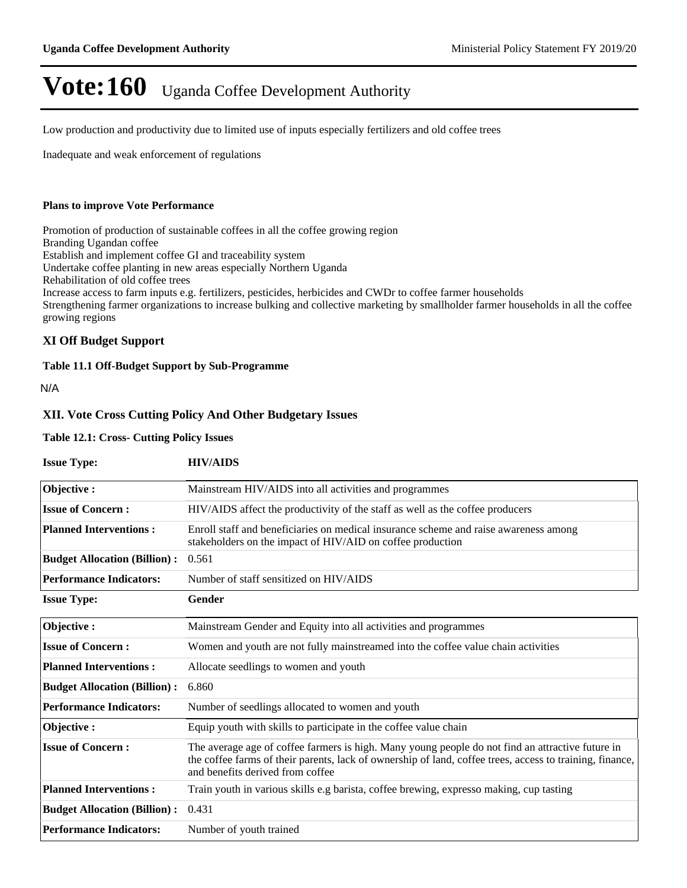Low production and productivity due to limited use of inputs especially fertilizers and old coffee trees

Inadequate and weak enforcement of regulations

**Plans to improve Vote Performance**

Promotion of production of sustainable coffees in all the coffee growing region
Branding Ugandan coffee
Establish and implement coffee GI and traceability system
Undertake coffee planting in new areas especially Northern Uganda
Rehabilitation of old coffee trees
Increase access to farm inputs e.g. fertilizers, pesticides, herbicides and CWDr to coffee farmer households
Strengthening farmer organizations to increase bulking and collective marketing by smallholder farmer households in all the coffee growing regions

## XI Off Budget Support

**Table 11.1 Off-Budget Support by Sub-Programme**

N/A

## XII. Vote Cross Cutting Policy And Other Budgetary Issues

**Table 12.1: Cross- Cutting Policy Issues**

**Issue Type:** **HIV/AIDS**

| | |
|---|---|
| **Objective :** | Mainstream HIV/AIDS into all activities and programmes |
| **Issue of Concern :** | HIV/AIDS affect the productivity of the staff as well as the coffee producers |
| **Planned Interventions :** | Enroll staff and beneficiaries on medical insurance scheme and raise awareness among stakeholders on the impact of HIV/AID on coffee production |
| **Budget Allocation (Billion) :** | 0.561 |
| **Performance Indicators:** | Number of staff sensitized on HIV/AIDS |

**Issue Type:** **Gender**

| | |
|---|---|
| **Objective :** | Mainstream Gender and Equity into all activities and programmes |
| **Issue of Concern :** | Women and youth are not fully mainstreamed into the coffee value chain activities |
| **Planned Interventions :** | Allocate seedlings to women and youth |
| **Budget Allocation (Billion) :** | 6.860 |
| **Performance Indicators:** | Number of seedlings allocated to women and youth |
| **Objective :** | Equip youth with skills to participate in the coffee value chain |
| **Issue of Concern :** | The average age of coffee farmers is high. Many young people do not find an attractive future in the coffee farms of their parents, lack of ownership of land, coffee trees, access to training, finance, and benefits derived from coffee |
| **Planned Interventions :** | Train youth in various skills e.g barista, coffee brewing, expresso making, cup tasting |
| **Budget Allocation (Billion) :** | 0.431 |
| **Performance Indicators:** | Number of youth trained |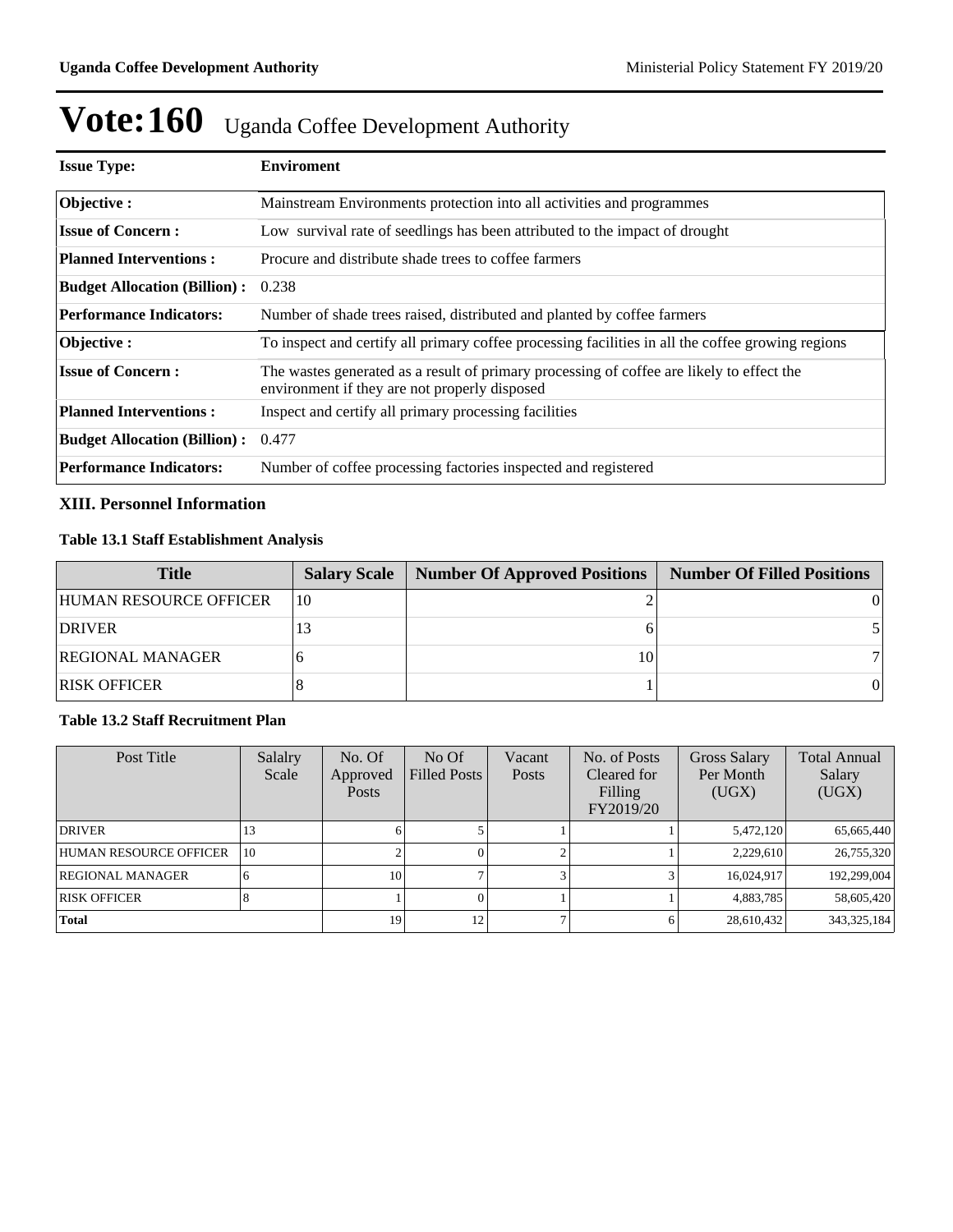# Vote:160 Uganda Coffee Development Authority

| Issue Type: | Enviroment |
|---|---|
| **Objective :** | Mainstream Environments protection into all activities and programmes |
| **Issue of Concern :** | Low survival rate of seedlings has been attributed to the impact of drought |
| **Planned Interventions :** | Procure and distribute shade trees to coffee farmers |
| **Budget Allocation (Billion) :** | 0.238 |
| **Performance Indicators:** | Number of shade trees raised, distributed and planted by coffee farmers |
| **Objective :** | To inspect and certify all primary coffee processing facilities in all the coffee growing regions |
| **Issue of Concern :** | The wastes generated as a result of primary processing of coffee are likely to effect the environment if they are not properly disposed |
| **Planned Interventions :** | Inspect and certify all primary processing facilities |
| **Budget Allocation (Billion) :** | 0.477 |
| **Performance Indicators:** | Number of coffee processing factories inspected and registered |

### XIII. Personnel Information

**Table 13.1 Staff Establishment Analysis**

| Title | Salary Scale | Number Of Approved Positions | Number Of Filled Positions |
|---|---|---|---|
| HUMAN RESOURCE OFFICER | 10 | 2 | 0 |
| DRIVER | 13 | 6 | 5 |
| REGIONAL MANAGER | 6 | 10 | 7 |
| RISK OFFICER | 8 | 1 | 0 |

**Table 13.2 Staff Recruitment Plan**

| Post Title | Salalry Scale | No. Of Approved Posts | No Of Filled Posts | Vacant Posts | No. of Posts Cleared for Filling FY2019/20 | Gross Salary Per Month (UGX) | Total Annual Salary (UGX) |
|---|---|---|---|---|---|---|---|
| DRIVER | 13 | 6 | 5 | 1 | 1 | 5,472,120 | 65,665,440 |
| HUMAN RESOURCE OFFICER | 10 | 2 | 0 | 2 | 1 | 2,229,610 | 26,755,320 |
| REGIONAL MANAGER | 6 | 10 | 7 | 3 | 3 | 16,024,917 | 192,299,004 |
| RISK OFFICER | 8 | 1 | 0 | 1 | 1 | 4,883,785 | 58,605,420 |
| **Total** | | 19 | 12 | 7 | 6 | 28,610,432 | 343,325,184 |